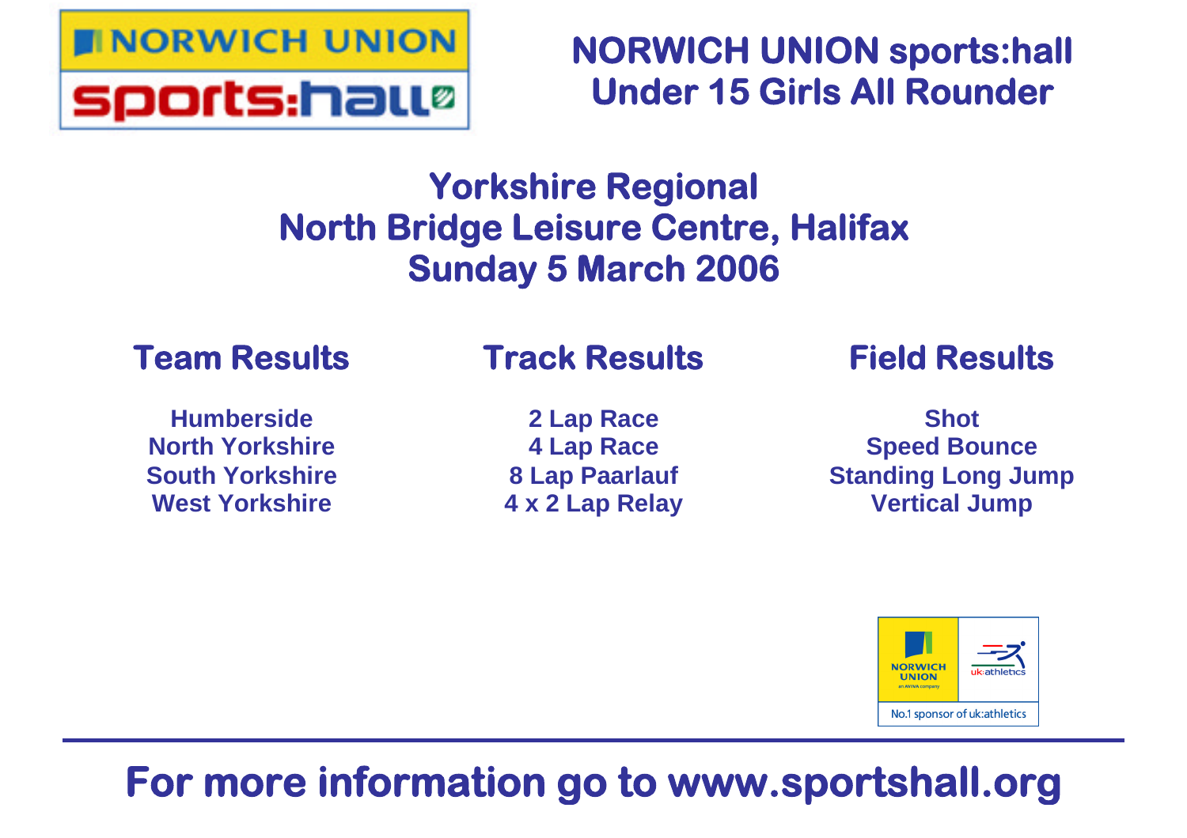# NORWICH UNION sports:hall Under 15 Girls All Rounder

## Yorkshire Regional
## North Bridge Leisure Centre, Halifax
## Sunday 5 March 2006

### Team Results

**Humberside**
**North Yorkshire**
**South Yorkshire**
**West Yorkshire**

### Track Results

**2 Lap Race**
**4 Lap Race**
**8 Lap Paarlauf**
**4 x 2 Lap Relay**

### Field Results

**Shot**
**Speed Bounce**
**Standing Long Jump**
**Vertical Jump**

NORWICH UNION an AVIVA company | uk:athletics
No.1 sponsor of uk:athletics

---

**For more information go to www.sportshall.org**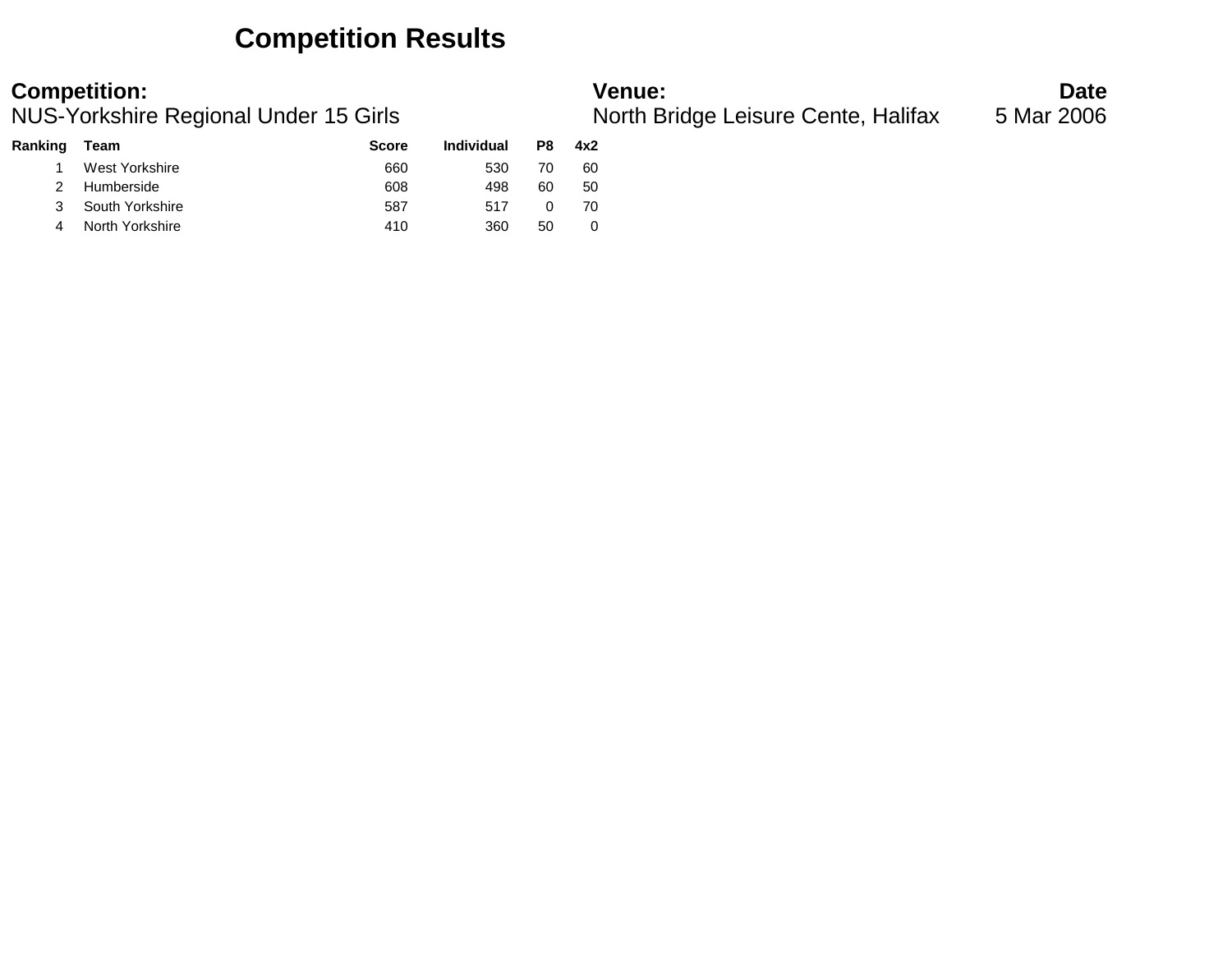# Competition Results

| **Competition:** | **Venue:** | **Date** |
|---|---|---|
| NUS-Yorkshire Regional Under 15 Girls | North Bridge Leisure Cente, Halifax | 5 Mar 2006 |

| Ranking | Team | Score | Individual | P8 | 4x2 |
|---|---|---|---|---|---|
| 1 | West Yorkshire | 660 | 530 | 70 | 60 |
| 2 | Humberside | 608 | 498 | 60 | 50 |
| 3 | South Yorkshire | 587 | 517 | 0 | 70 |
| 4 | North Yorkshire | 410 | 360 | 50 | 0 |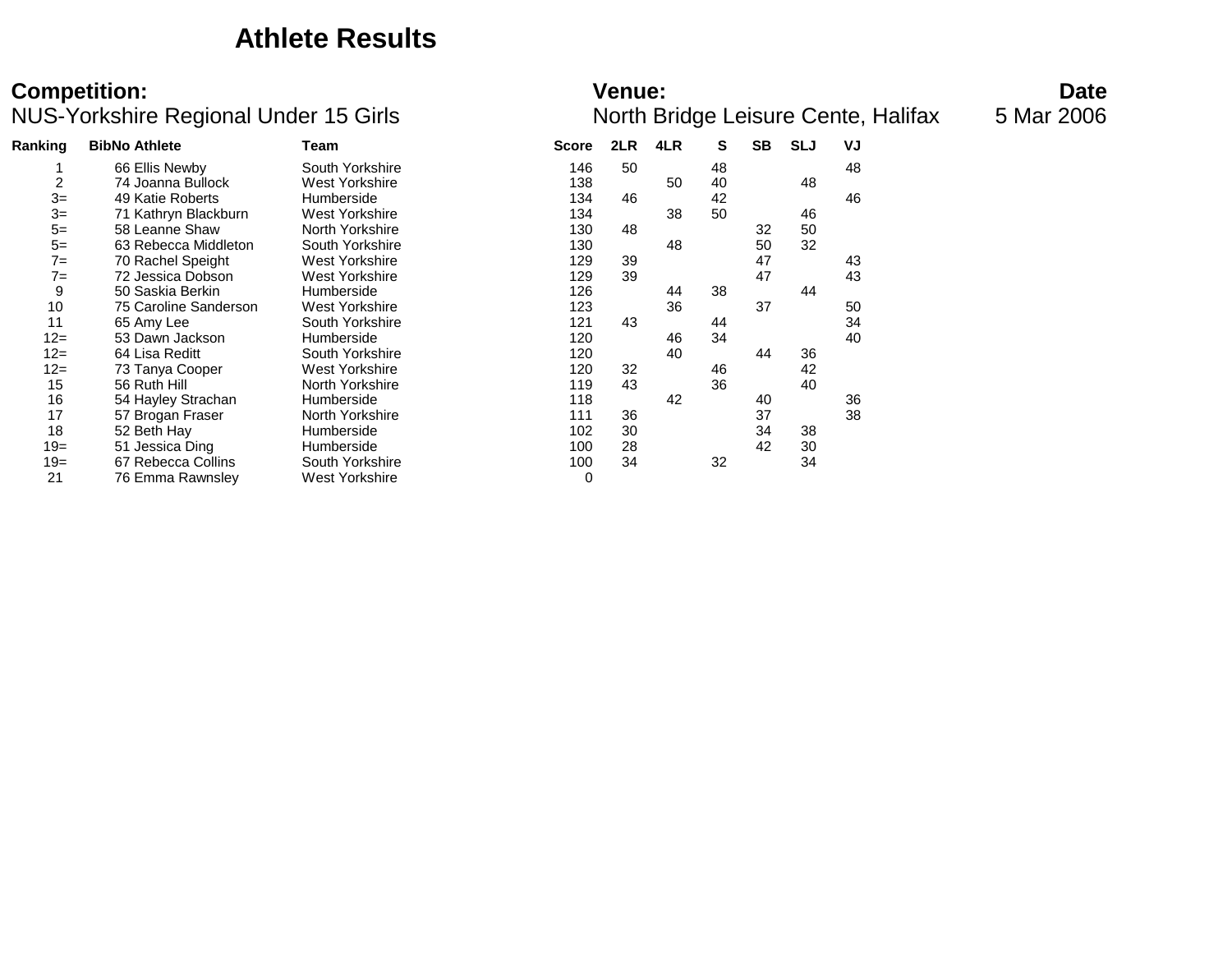# Athlete Results

**Competition:** NUS-Yorkshire Regional Under 15 Girls

**Venue:** North Bridge Leisure Cente, Halifax

**Date** 5 Mar 2006

| Ranking | BibNo | Athlete | Team | Score | 2LR | 4LR | S | SB | SLJ | VJ |
|---|---|---|---|---|---|---|---|---|---|---|
| 1 | 66 | Ellis Newby | South Yorkshire | 146 | 50 | | 48 | | | 48 |
| 2 | 74 | Joanna Bullock | West Yorkshire | 138 | | 50 | 40 | | 48 | |
| 3= | 49 | Katie Roberts | Humberside | 134 | 46 | | 42 | | | 46 |
| 3= | 71 | Kathryn Blackburn | West Yorkshire | 134 | | 38 | 50 | | 46 | |
| 5= | 58 | Leanne Shaw | North Yorkshire | 130 | 48 | | | 32 | 50 | |
| 5= | 63 | Rebecca Middleton | South Yorkshire | 130 | | 48 | | 50 | 32 | |
| 7= | 70 | Rachel Speight | West Yorkshire | 129 | 39 | | | 47 | | 43 |
| 7= | 72 | Jessica Dobson | West Yorkshire | 129 | 39 | | | 47 | | 43 |
| 9 | 50 | Saskia Berkin | Humberside | 126 | | 44 | 38 | | 44 | |
| 10 | 75 | Caroline Sanderson | West Yorkshire | 123 | | 36 | | 37 | | 50 |
| 11 | 65 | Amy Lee | South Yorkshire | 121 | 43 | | 44 | | | 34 |
| 12= | 53 | Dawn Jackson | Humberside | 120 | | 46 | 34 | | | 40 |
| 12= | 64 | Lisa Reditt | South Yorkshire | 120 | | 40 | | 44 | 36 | |
| 12= | 73 | Tanya Cooper | West Yorkshire | 120 | 32 | | 46 | | 42 | |
| 15 | 56 | Ruth Hill | North Yorkshire | 119 | 43 | | 36 | | 40 | |
| 16 | 54 | Hayley Strachan | Humberside | 118 | | 42 | | 40 | | 36 |
| 17 | 57 | Brogan Fraser | North Yorkshire | 111 | 36 | | | 37 | | 38 |
| 18 | 52 | Beth Hay | Humberside | 102 | 30 | | | 34 | 38 | |
| 19= | 51 | Jessica Ding | Humberside | 100 | 28 | | | 42 | 30 | |
| 19= | 67 | Rebecca Collins | South Yorkshire | 100 | 34 | | 32 | | 34 | |
| 21 | 76 | Emma Rawnsley | West Yorkshire | 0 | | | | | | |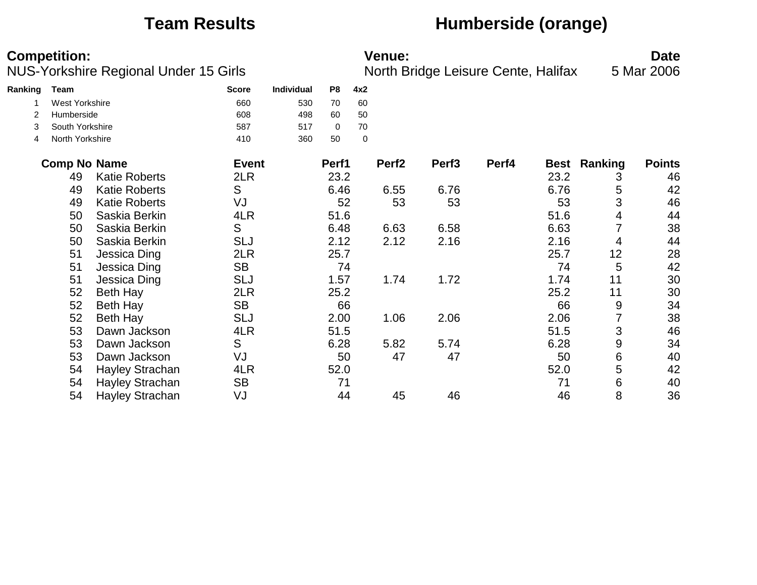# Team Results

# Humberside (orange)

**Competition:**
NUS-Yorkshire Regional Under 15 Girls

**Venue:**
North Bridge Leisure Cente, Halifax

**Date**
5 Mar 2006

| Ranking | Team | Score | Individual | P8 | 4x2 |
|---|---|---|---|---|---|
| 1 | West Yorkshire | 660 | 530 | 70 | 60 |
| 2 | Humberside | 608 | 498 | 60 | 50 |
| 3 | South Yorkshire | 587 | 517 | 0 | 70 |
| 4 | North Yorkshire | 410 | 360 | 50 | 0 |

| Comp No | Name | Event | Perf1 | Perf2 | Perf3 | Perf4 | Best | Ranking | Points |
|---|---|---|---|---|---|---|---|---|---|
| 49 | Katie Roberts | 2LR | 23.2 | | | | 23.2 | 3 | 46 |
| 49 | Katie Roberts | S | 6.46 | 6.55 | 6.76 | | 6.76 | 5 | 42 |
| 49 | Katie Roberts | VJ | 52 | 53 | 53 | | 53 | 3 | 46 |
| 50 | Saskia Berkin | 4LR | 51.6 | | | | 51.6 | 4 | 44 |
| 50 | Saskia Berkin | S | 6.48 | 6.63 | 6.58 | | 6.63 | 7 | 38 |
| 50 | Saskia Berkin | SLJ | 2.12 | 2.12 | 2.16 | | 2.16 | 4 | 44 |
| 51 | Jessica Ding | 2LR | 25.7 | | | | 25.7 | 12 | 28 |
| 51 | Jessica Ding | SB | 74 | | | | 74 | 5 | 42 |
| 51 | Jessica Ding | SLJ | 1.57 | 1.74 | 1.72 | | 1.74 | 11 | 30 |
| 52 | Beth Hay | 2LR | 25.2 | | | | 25.2 | 11 | 30 |
| 52 | Beth Hay | SB | 66 | | | | 66 | 9 | 34 |
| 52 | Beth Hay | SLJ | 2.00 | 1.06 | 2.06 | | 2.06 | 7 | 38 |
| 53 | Dawn Jackson | 4LR | 51.5 | | | | 51.5 | 3 | 46 |
| 53 | Dawn Jackson | S | 6.28 | 5.82 | 5.74 | | 6.28 | 9 | 34 |
| 53 | Dawn Jackson | VJ | 50 | 47 | 47 | | 50 | 6 | 40 |
| 54 | Hayley Strachan | 4LR | 52.0 | | | | 52.0 | 5 | 42 |
| 54 | Hayley Strachan | SB | 71 | | | | 71 | 6 | 40 |
| 54 | Hayley Strachan | VJ | 44 | 45 | 46 | | 46 | 8 | 36 |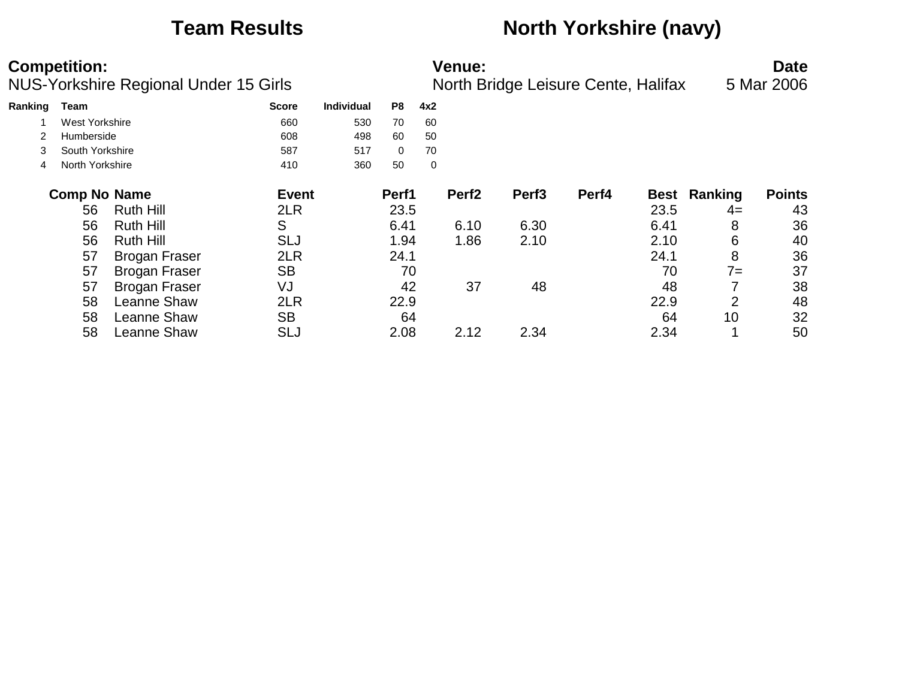# Team Results — North Yorkshire (navy)

**Competition:**
NUS-Yorkshire Regional Under 15 Girls

**Venue:**
North Bridge Leisure Cente, Halifax

**Date**
5 Mar 2006

| Ranking | Team | Score | Individual | P8 | 4x2 |
|---|---|---|---|---|---|
| 1 | West Yorkshire | 660 | 530 | 70 | 60 |
| 2 | Humberside | 608 | 498 | 60 | 50 |
| 3 | South Yorkshire | 587 | 517 | 0 | 70 |
| 4 | North Yorkshire | 410 | 360 | 50 | 0 |

| Comp No | Name | Event | Perf1 | Perf2 | Perf3 | Perf4 | Best | Ranking | Points |
|---|---|---|---|---|---|---|---|---|---|
| 56 | Ruth Hill | 2LR | 23.5 | | | | 23.5 | 4= | 43 |
| 56 | Ruth Hill | S | 6.41 | 6.10 | 6.30 | | 6.41 | 8 | 36 |
| 56 | Ruth Hill | SLJ | 1.94 | 1.86 | 2.10 | | 2.10 | 6 | 40 |
| 57 | Brogan Fraser | 2LR | 24.1 | | | | 24.1 | 8 | 36 |
| 57 | Brogan Fraser | SB | 70 | | | | 70 | 7= | 37 |
| 57 | Brogan Fraser | VJ | 42 | 37 | 48 | | 48 | 7 | 38 |
| 58 | Leanne Shaw | 2LR | 22.9 | | | | 22.9 | 2 | 48 |
| 58 | Leanne Shaw | SB | 64 | | | | 64 | 10 | 32 |
| 58 | Leanne Shaw | SLJ | 2.08 | 2.12 | 2.34 | | 2.34 | 1 | 50 |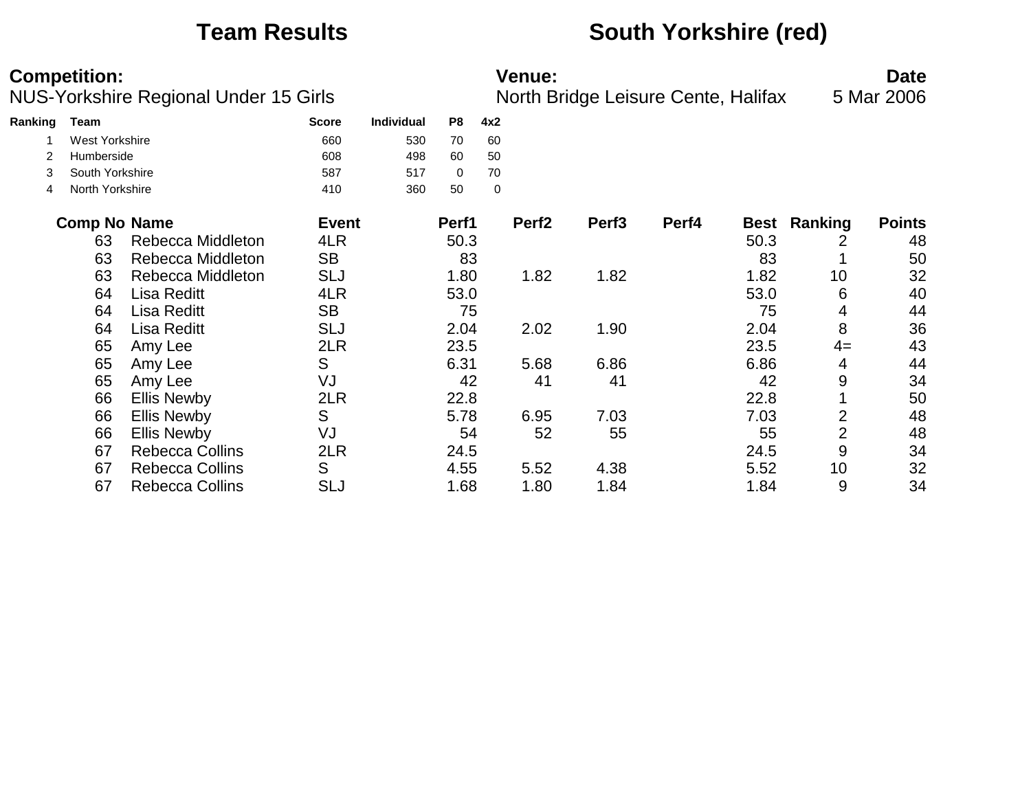# Team Results

## South Yorkshire (red)

**Competition:**
NUS-Yorkshire Regional Under 15 Girls

**Venue:**
North Bridge Leisure Cente, Halifax

**Date**
5 Mar 2006

| Ranking | Team | Score | Individual | P8 | 4x2 |
|---|---|---|---|---|---|
| 1 | West Yorkshire | 660 | 530 | 70 | 60 |
| 2 | Humberside | 608 | 498 | 60 | 50 |
| 3 | South Yorkshire | 587 | 517 | 0 | 70 |
| 4 | North Yorkshire | 410 | 360 | 50 | 0 |

| Comp No | Name | Event | Perf1 | Perf2 | Perf3 | Perf4 | Best | Ranking | Points |
|---|---|---|---|---|---|---|---|---|---|
| 63 | Rebecca Middleton | 4LR | 50.3 | | | | 50.3 | 2 | 48 |
| 63 | Rebecca Middleton | SB | 83 | | | | 83 | 1 | 50 |
| 63 | Rebecca Middleton | SLJ | 1.80 | 1.82 | 1.82 | | 1.82 | 10 | 32 |
| 64 | Lisa Reditt | 4LR | 53.0 | | | | 53.0 | 6 | 40 |
| 64 | Lisa Reditt | SB | 75 | | | | 75 | 4 | 44 |
| 64 | Lisa Reditt | SLJ | 2.04 | 2.02 | 1.90 | | 2.04 | 8 | 36 |
| 65 | Amy Lee | 2LR | 23.5 | | | | 23.5 | 4= | 43 |
| 65 | Amy Lee | S | 6.31 | 5.68 | 6.86 | | 6.86 | 4 | 44 |
| 65 | Amy Lee | VJ | 42 | 41 | 41 | | 42 | 9 | 34 |
| 66 | Ellis Newby | 2LR | 22.8 | | | | 22.8 | 1 | 50 |
| 66 | Ellis Newby | S | 5.78 | 6.95 | 7.03 | | 7.03 | 2 | 48 |
| 66 | Ellis Newby | VJ | 54 | 52 | 55 | | 55 | 2 | 48 |
| 67 | Rebecca Collins | 2LR | 24.5 | | | | 24.5 | 9 | 34 |
| 67 | Rebecca Collins | S | 4.55 | 5.52 | 4.38 | | 5.52 | 10 | 32 |
| 67 | Rebecca Collins | SLJ | 1.68 | 1.80 | 1.84 | | 1.84 | 9 | 34 |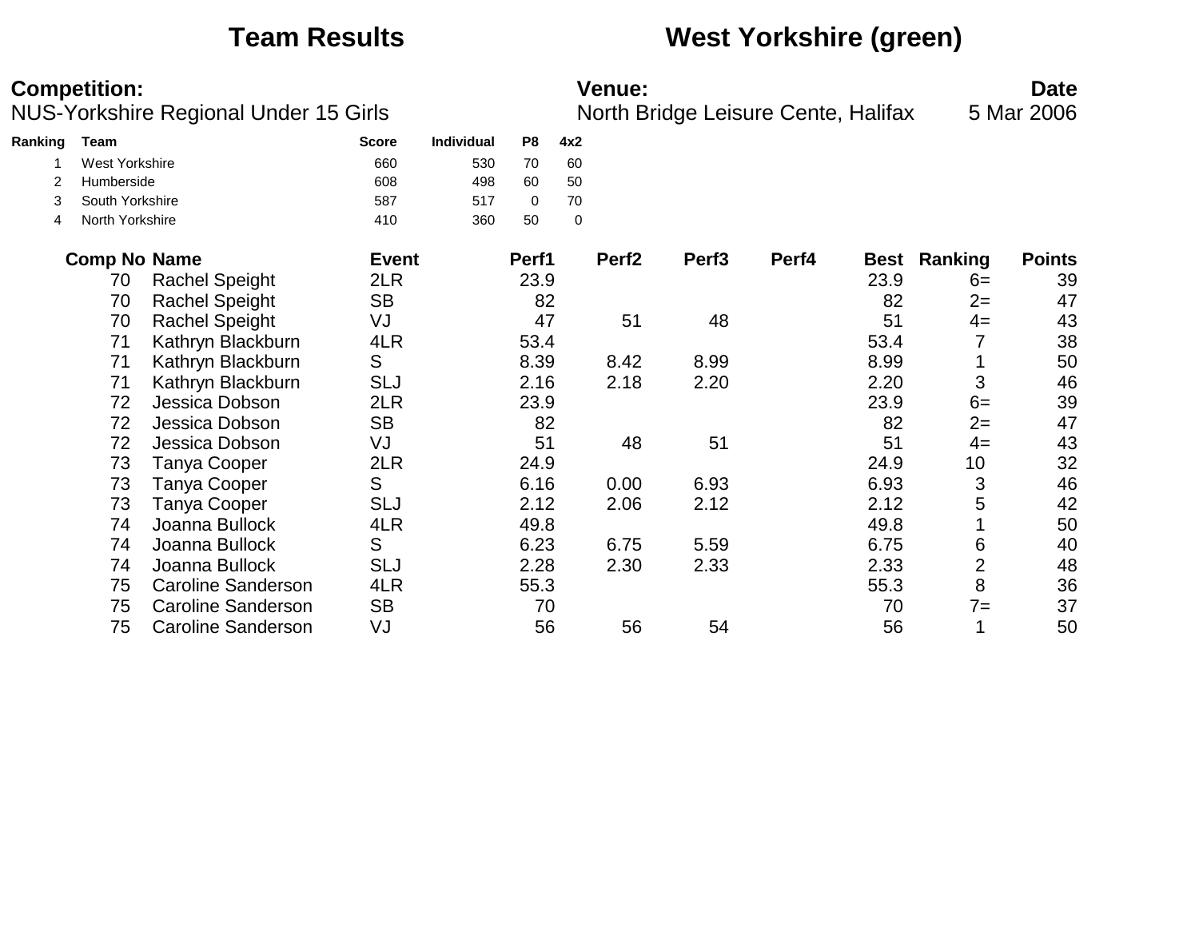# Team Results — West Yorkshire (green)

**Competition:**
NUS-Yorkshire Regional Under 15 Girls

**Venue:**
North Bridge Leisure Cente, Halifax

**Date**
5 Mar 2006

| Ranking | Team | Score | Individual | P8 | 4x2 |
|---|---|---|---|---|---|
| 1 | West Yorkshire | 660 | 530 | 70 | 60 |
| 2 | Humberside | 608 | 498 | 60 | 50 |
| 3 | South Yorkshire | 587 | 517 | 0 | 70 |
| 4 | North Yorkshire | 410 | 360 | 50 | 0 |

| Comp No | Name | Event | Perf1 | Perf2 | Perf3 | Perf4 | Best | Ranking | Points |
|---|---|---|---|---|---|---|---|---|---|
| 70 | Rachel Speight | 2LR | 23.9 | | | | 23.9 | 6= | 39 |
| 70 | Rachel Speight | SB | 82 | | | | 82 | 2= | 47 |
| 70 | Rachel Speight | VJ | 47 | 51 | 48 | | 51 | 4= | 43 |
| 71 | Kathryn Blackburn | 4LR | 53.4 | | | | 53.4 | 7 | 38 |
| 71 | Kathryn Blackburn | S | 8.39 | 8.42 | 8.99 | | 8.99 | 1 | 50 |
| 71 | Kathryn Blackburn | SLJ | 2.16 | 2.18 | 2.20 | | 2.20 | 3 | 46 |
| 72 | Jessica Dobson | 2LR | 23.9 | | | | 23.9 | 6= | 39 |
| 72 | Jessica Dobson | SB | 82 | | | | 82 | 2= | 47 |
| 72 | Jessica Dobson | VJ | 51 | 48 | 51 | | 51 | 4= | 43 |
| 73 | Tanya Cooper | 2LR | 24.9 | | | | 24.9 | 10 | 32 |
| 73 | Tanya Cooper | S | 6.16 | 0.00 | 6.93 | | 6.93 | 3 | 46 |
| 73 | Tanya Cooper | SLJ | 2.12 | 2.06 | 2.12 | | 2.12 | 5 | 42 |
| 74 | Joanna Bullock | 4LR | 49.8 | | | | 49.8 | 1 | 50 |
| 74 | Joanna Bullock | S | 6.23 | 6.75 | 5.59 | | 6.75 | 6 | 40 |
| 74 | Joanna Bullock | SLJ | 2.28 | 2.30 | 2.33 | | 2.33 | 2 | 48 |
| 75 | Caroline Sanderson | 4LR | 55.3 | | | | 55.3 | 8 | 36 |
| 75 | Caroline Sanderson | SB | 70 | | | | 70 | 7= | 37 |
| 75 | Caroline Sanderson | VJ | 56 | 56 | 54 | | 56 | 1 | 50 |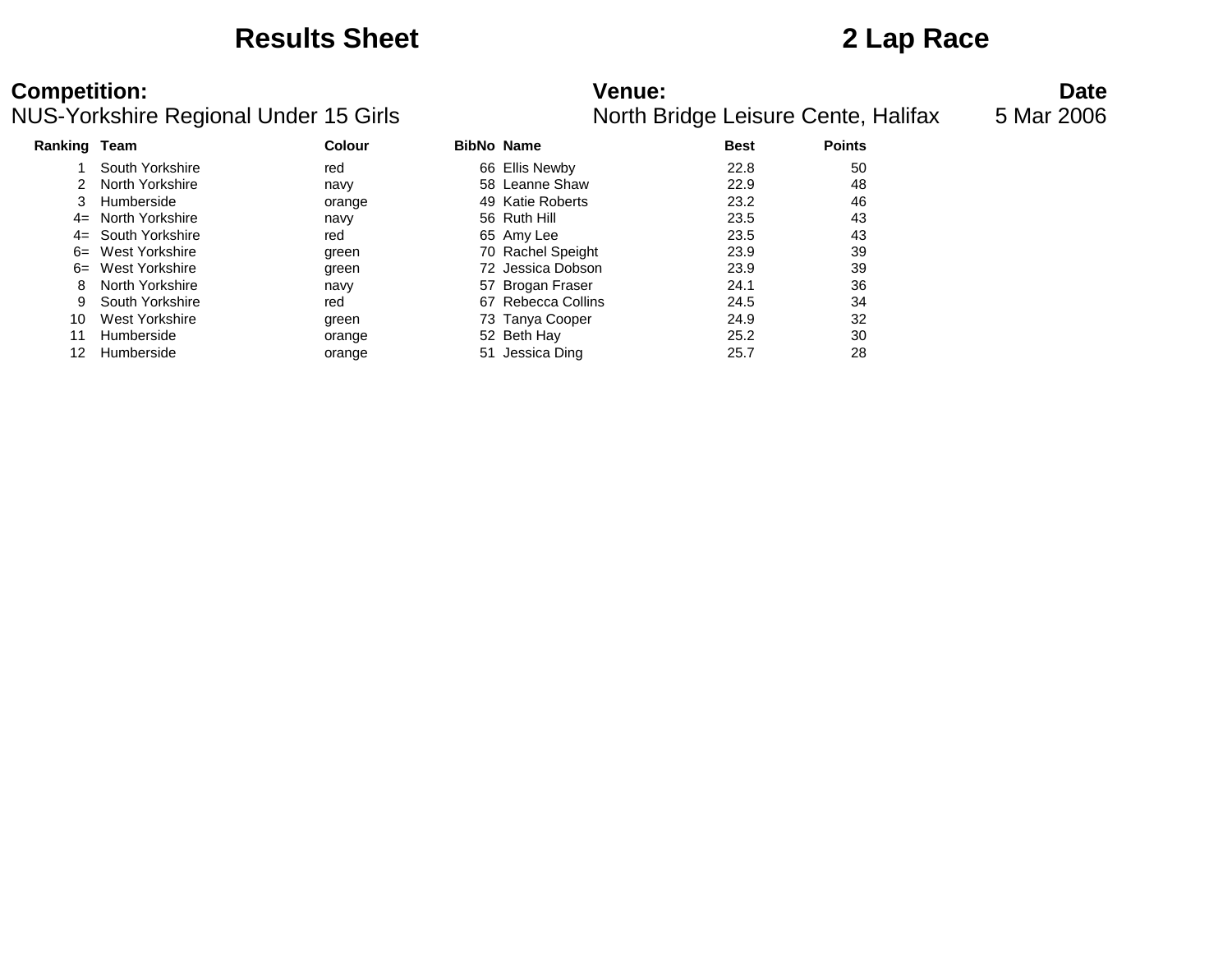# Results Sheet

# 2 Lap Race

**Competition:**
NUS-Yorkshire Regional Under 15 Girls

**Venue:**
North Bridge Leisure Cente, Halifax

**Date**
5 Mar 2006

| Ranking | Team | Colour | BibNo | Name | Best | Points |
|---|---|---|---|---|---|---|
| 1 | South Yorkshire | red | 66 | Ellis Newby | 22.8 | 50 |
| 2 | North Yorkshire | navy | 58 | Leanne Shaw | 22.9 | 48 |
| 3 | Humberside | orange | 49 | Katie Roberts | 23.2 | 46 |
| 4= | North Yorkshire | navy | 56 | Ruth Hill | 23.5 | 43 |
| 4= | South Yorkshire | red | 65 | Amy Lee | 23.5 | 43 |
| 6= | West Yorkshire | green | 70 | Rachel Speight | 23.9 | 39 |
| 6= | West Yorkshire | green | 72 | Jessica Dobson | 23.9 | 39 |
| 8 | North Yorkshire | navy | 57 | Brogan Fraser | 24.1 | 36 |
| 9 | South Yorkshire | red | 67 | Rebecca Collins | 24.5 | 34 |
| 10 | West Yorkshire | green | 73 | Tanya Cooper | 24.9 | 32 |
| 11 | Humberside | orange | 52 | Beth Hay | 25.2 | 30 |
| 12 | Humberside | orange | 51 | Jessica Ding | 25.7 | 28 |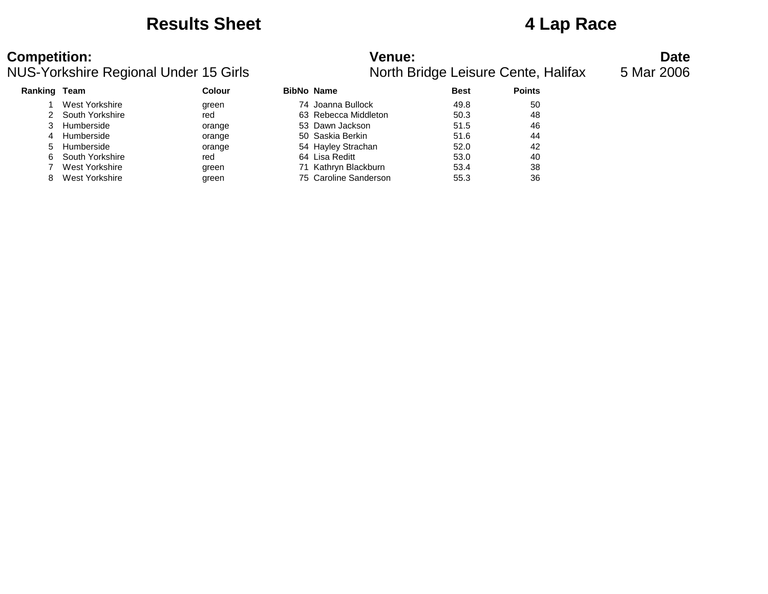# Results Sheet

# 4 Lap Race

**Competition:**
NUS-Yorkshire Regional Under 15 Girls

**Venue:**
North Bridge Leisure Cente, Halifax

**Date**
5 Mar 2006

| Ranking | Team | Colour | BibNo | Name | Best | Points |
|---|---|---|---|---|---|---|
| 1 | West Yorkshire | green | 74 | Joanna Bullock | 49.8 | 50 |
| 2 | South Yorkshire | red | 63 | Rebecca Middleton | 50.3 | 48 |
| 3 | Humberside | orange | 53 | Dawn Jackson | 51.5 | 46 |
| 4 | Humberside | orange | 50 | Saskia Berkin | 51.6 | 44 |
| 5 | Humberside | orange | 54 | Hayley Strachan | 52.0 | 42 |
| 6 | South Yorkshire | red | 64 | Lisa Reditt | 53.0 | 40 |
| 7 | West Yorkshire | green | 71 | Kathryn Blackburn | 53.4 | 38 |
| 8 | West Yorkshire | green | 75 | Caroline Sanderson | 55.3 | 36 |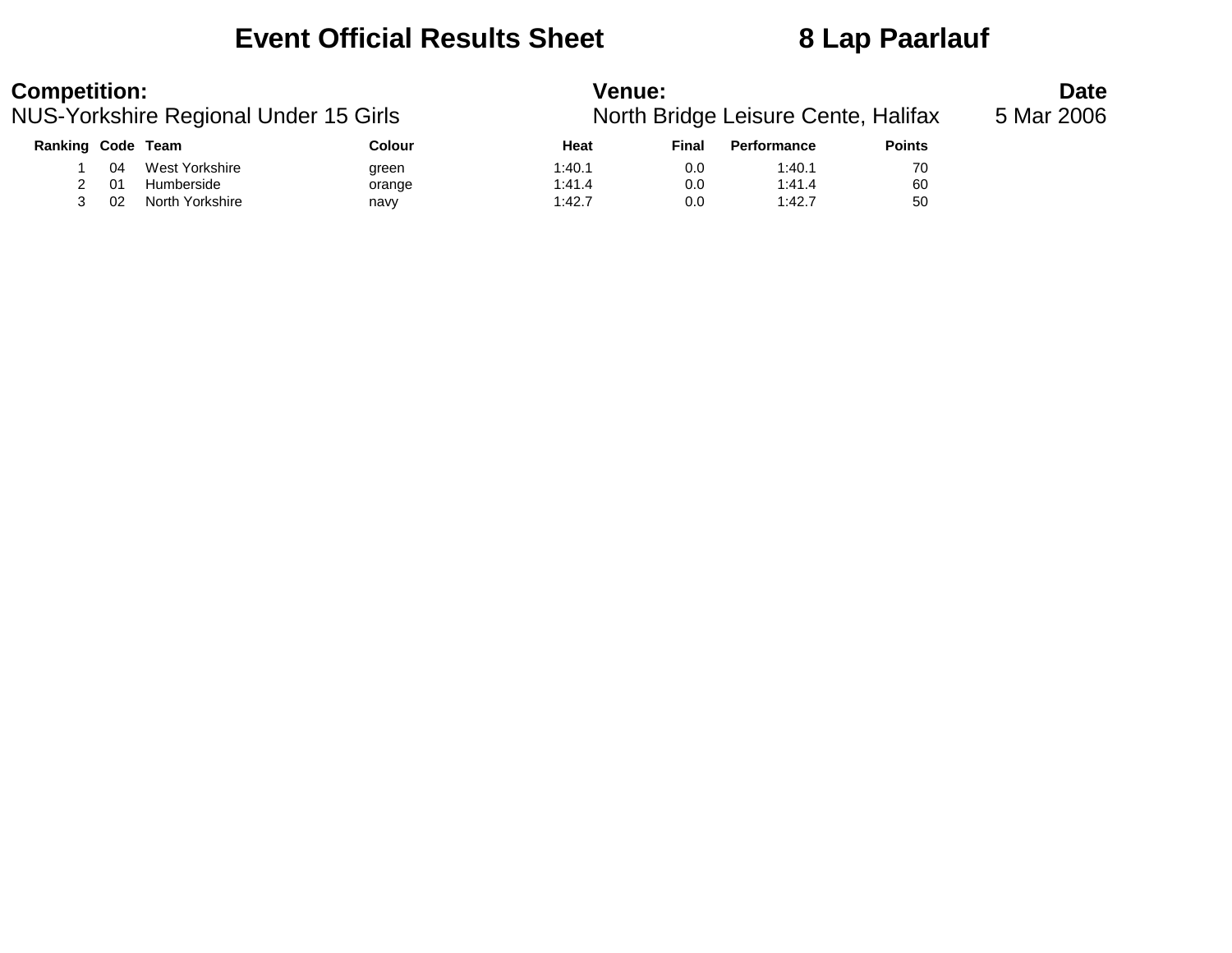# Event Official Results Sheet — 8 Lap Paarlauf

**Competition:**
NUS-Yorkshire Regional Under 15 Girls

**Venue:**
North Bridge Leisure Cente, Halifax

**Date**
5 Mar 2006

| Ranking | Code | Team | Colour | Heat | Final | Performance | Points |
|---|---|---|---|---|---|---|---|
| 1 | 04 | West Yorkshire | green | 1:40.1 | 0.0 | 1:40.1 | 70 |
| 2 | 01 | Humberside | orange | 1:41.4 | 0.0 | 1:41.4 | 60 |
| 3 | 02 | North Yorkshire | navy | 1:42.7 | 0.0 | 1:42.7 | 50 |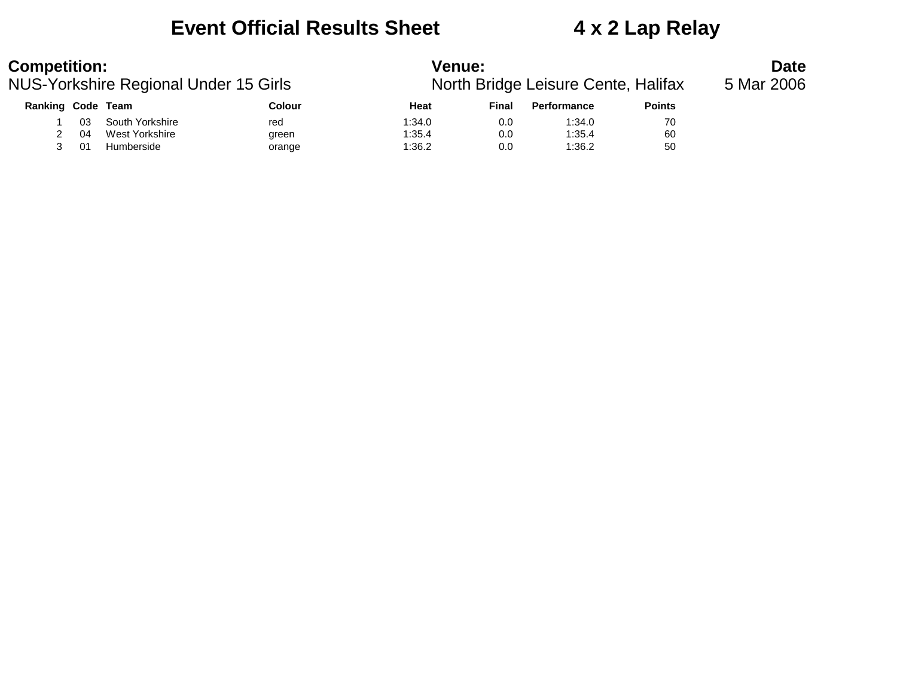# Event Official Results Sheet 4 x 2 Lap Relay

**Competition:**
NUS-Yorkshire Regional Under 15 Girls

**Venue:**
North Bridge Leisure Cente, Halifax

**Date**
5 Mar 2006

| Ranking | Code | Team | Colour | Heat | Final | Performance | Points |
|---|---|---|---|---|---|---|---|
| 1 | 03 | South Yorkshire | red | 1:34.0 | 0.0 | 1:34.0 | 70 |
| 2 | 04 | West Yorkshire | green | 1:35.4 | 0.0 | 1:35.4 | 60 |
| 3 | 01 | Humberside | orange | 1:36.2 | 0.0 | 1:36.2 | 50 |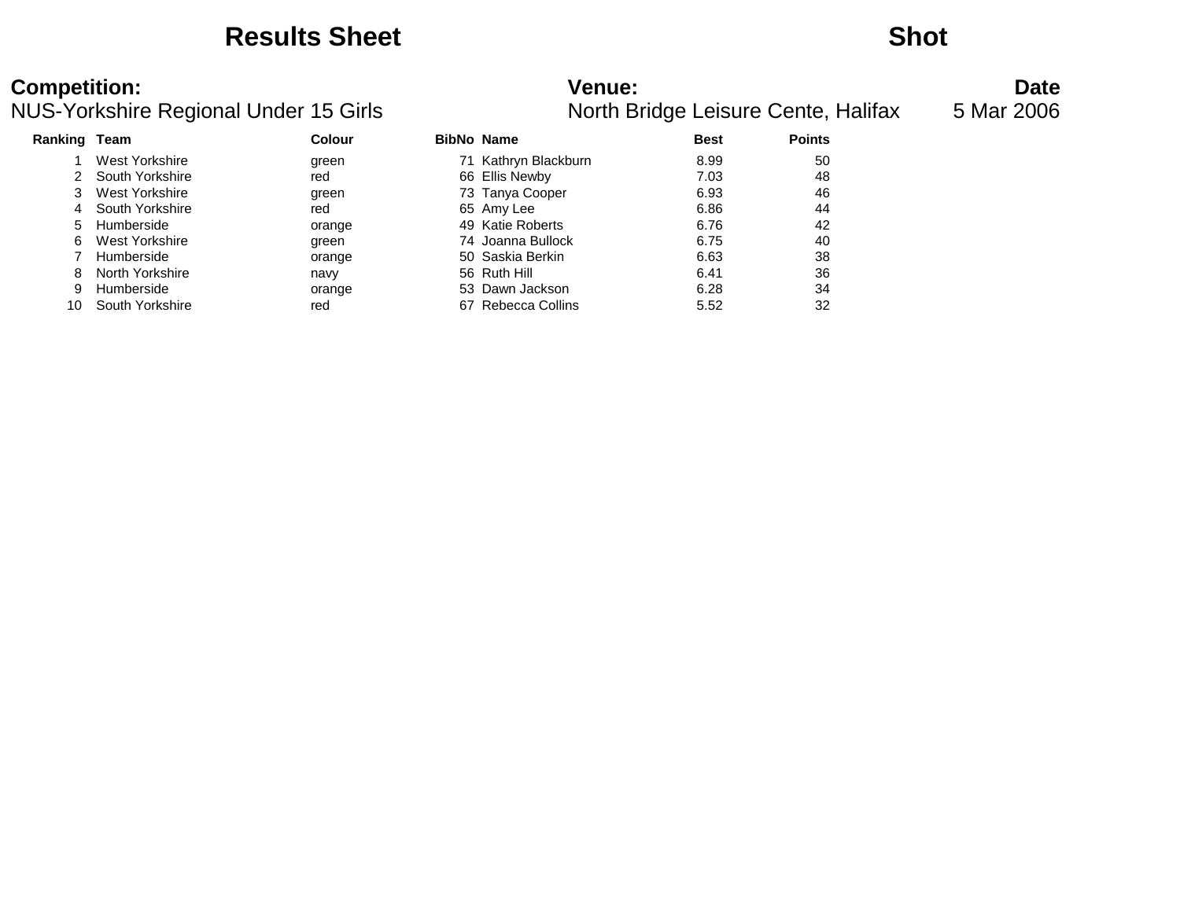# Results Sheet

# Shot

**Competition:**
NUS-Yorkshire Regional Under 15 Girls

**Venue:**
North Bridge Leisure Cente, Halifax

**Date**
5 Mar 2006

| Ranking | Team | Colour | BibNo | Name | Best | Points |
|---|---|---|---|---|---|---|
| 1 | West Yorkshire | green | 71 | Kathryn Blackburn | 8.99 | 50 |
| 2 | South Yorkshire | red | 66 | Ellis Newby | 7.03 | 48 |
| 3 | West Yorkshire | green | 73 | Tanya Cooper | 6.93 | 46 |
| 4 | South Yorkshire | red | 65 | Amy Lee | 6.86 | 44 |
| 5 | Humberside | orange | 49 | Katie Roberts | 6.76 | 42 |
| 6 | West Yorkshire | green | 74 | Joanna Bullock | 6.75 | 40 |
| 7 | Humberside | orange | 50 | Saskia Berkin | 6.63 | 38 |
| 8 | North Yorkshire | navy | 56 | Ruth Hill | 6.41 | 36 |
| 9 | Humberside | orange | 53 | Dawn Jackson | 6.28 | 34 |
| 10 | South Yorkshire | red | 67 | Rebecca Collins | 5.52 | 32 |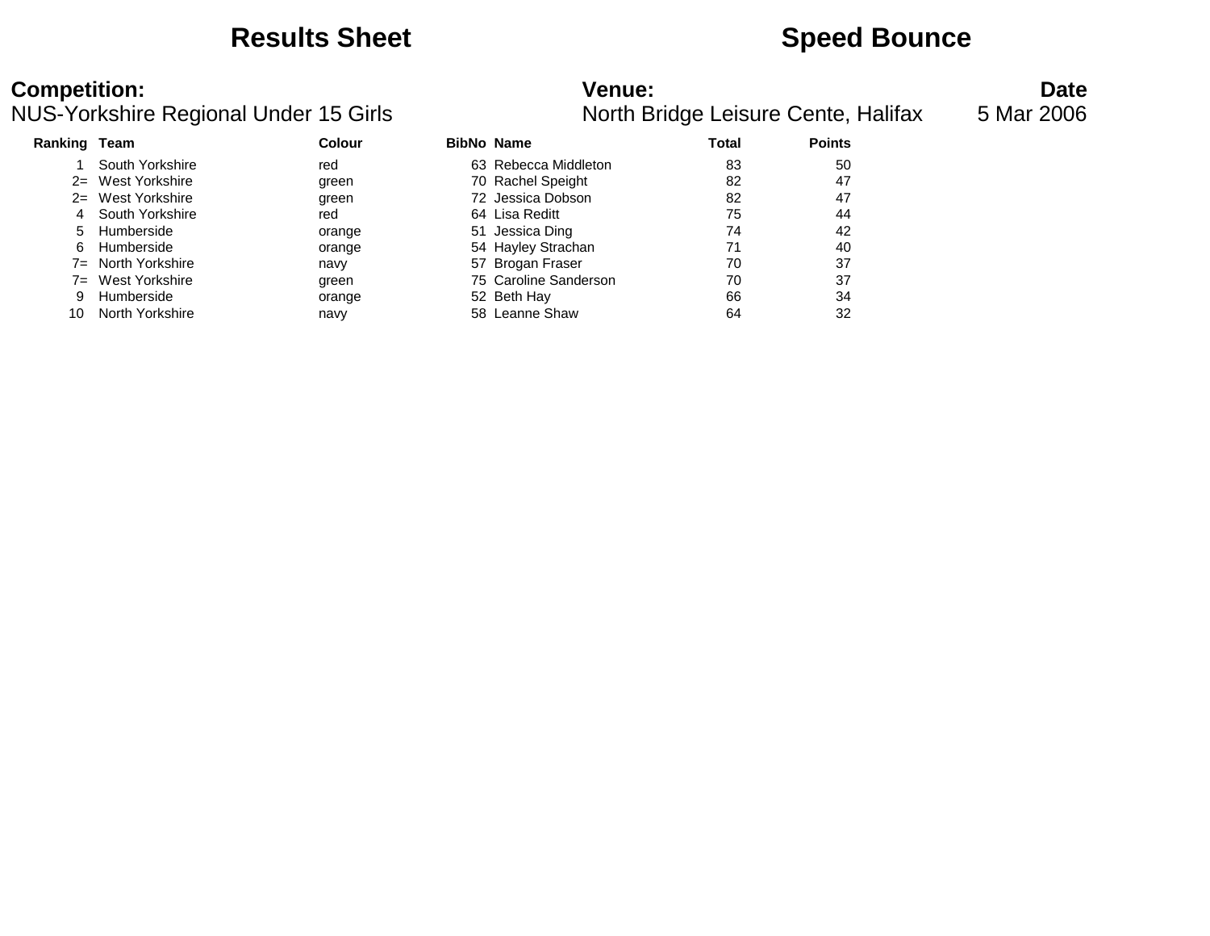# Results Sheet

# Speed Bounce

**Competition:**
NUS-Yorkshire Regional Under 15 Girls

**Venue:**
North Bridge Leisure Cente, Halifax

**Date**
5 Mar 2006

| Ranking | Team | Colour | BibNo | Name | Total | Points |
|---|---|---|---|---|---|---|
| 1 | South Yorkshire | red | 63 | Rebecca Middleton | 83 | 50 |
| 2= | West Yorkshire | green | 70 | Rachel Speight | 82 | 47 |
| 2= | West Yorkshire | green | 72 | Jessica Dobson | 82 | 47 |
| 4 | South Yorkshire | red | 64 | Lisa Reditt | 75 | 44 |
| 5 | Humberside | orange | 51 | Jessica Ding | 74 | 42 |
| 6 | Humberside | orange | 54 | Hayley Strachan | 71 | 40 |
| 7= | North Yorkshire | navy | 57 | Brogan Fraser | 70 | 37 |
| 7= | West Yorkshire | green | 75 | Caroline Sanderson | 70 | 37 |
| 9 | Humberside | orange | 52 | Beth Hay | 66 | 34 |
| 10 | North Yorkshire | navy | 58 | Leanne Shaw | 64 | 32 |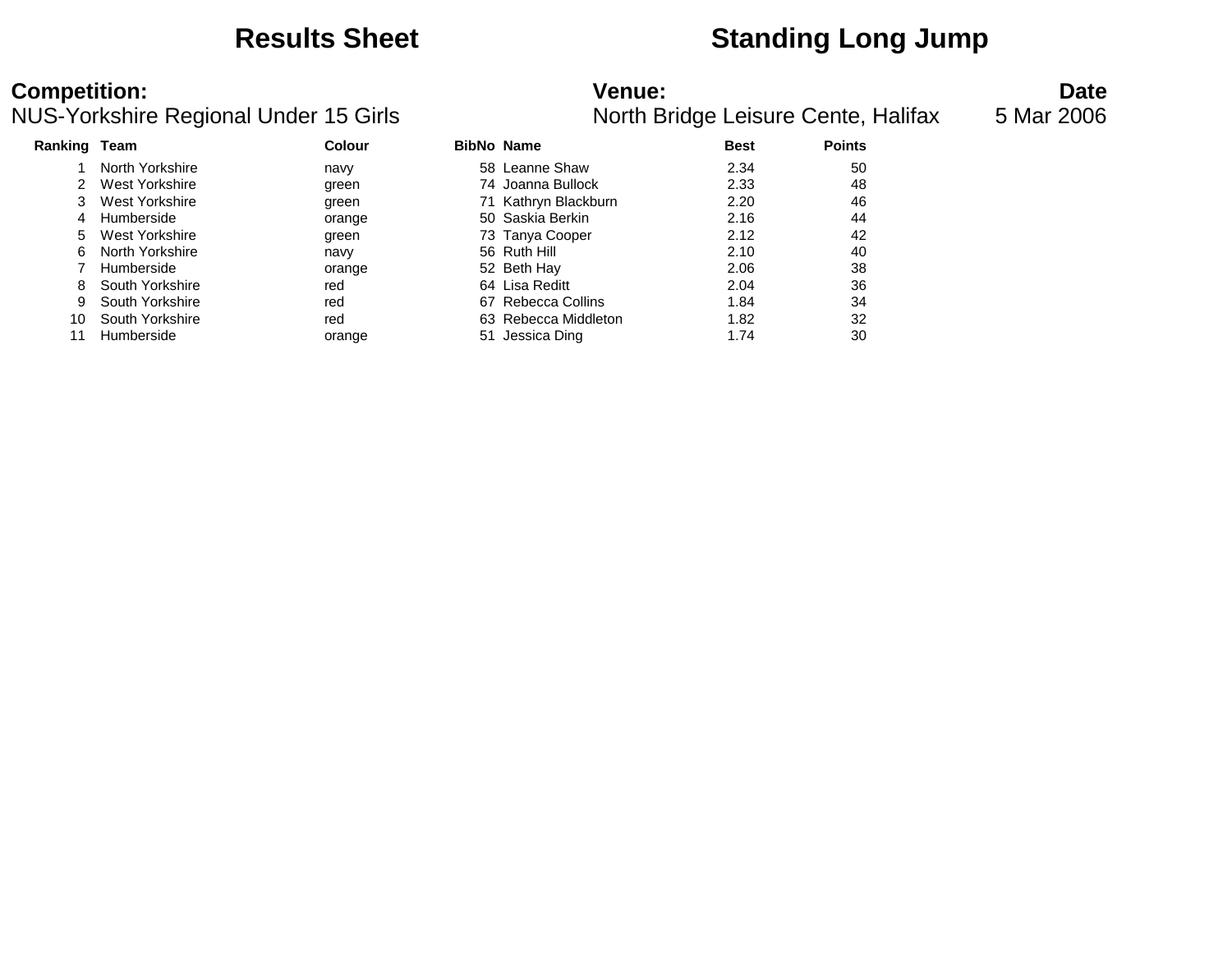# Results Sheet — Standing Long Jump

**Competition:**
NUS-Yorkshire Regional Under 15 Girls

**Venue:**
North Bridge Leisure Cente, Halifax

**Date**
5 Mar 2006

| Ranking | Team | Colour | BibNo | Name | Best | Points |
|---|---|---|---|---|---|---|
| 1 | North Yorkshire | navy | 58 | Leanne Shaw | 2.34 | 50 |
| 2 | West Yorkshire | green | 74 | Joanna Bullock | 2.33 | 48 |
| 3 | West Yorkshire | green | 71 | Kathryn Blackburn | 2.20 | 46 |
| 4 | Humberside | orange | 50 | Saskia Berkin | 2.16 | 44 |
| 5 | West Yorkshire | green | 73 | Tanya Cooper | 2.12 | 42 |
| 6 | North Yorkshire | navy | 56 | Ruth Hill | 2.10 | 40 |
| 7 | Humberside | orange | 52 | Beth Hay | 2.06 | 38 |
| 8 | South Yorkshire | red | 64 | Lisa Reditt | 2.04 | 36 |
| 9 | South Yorkshire | red | 67 | Rebecca Collins | 1.84 | 34 |
| 10 | South Yorkshire | red | 63 | Rebecca Middleton | 1.82 | 32 |
| 11 | Humberside | orange | 51 | Jessica Ding | 1.74 | 30 |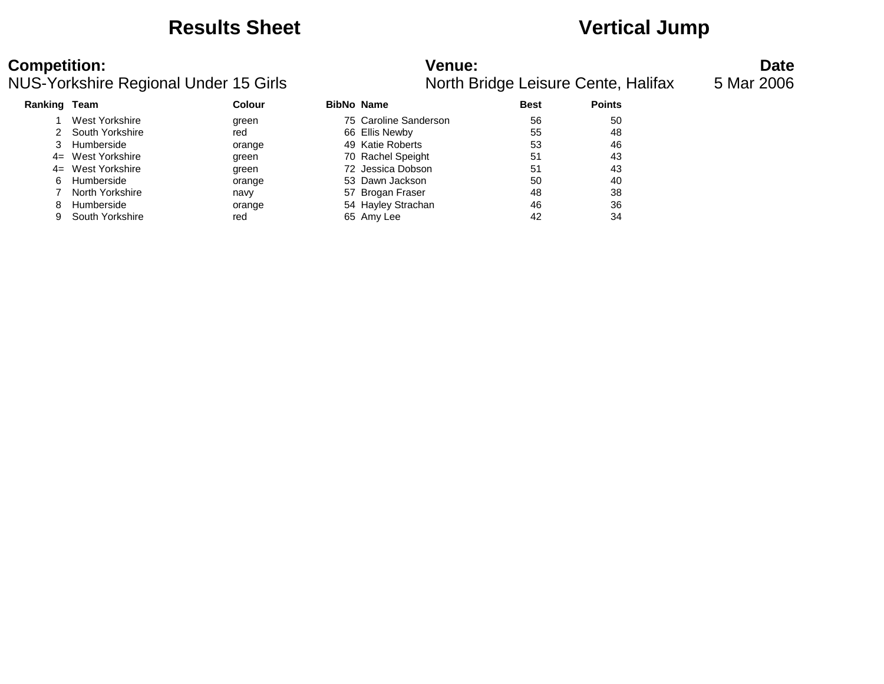# Results Sheet　　Vertical Jump

**Competition:**
NUS-Yorkshire Regional Under 15 Girls

**Venue:**
North Bridge Leisure Cente, Halifax

**Date**
5 Mar 2006

| Ranking | Team | Colour | BibNo | Name | Best | Points |
|---|---|---|---|---|---|---|
| 1 | West Yorkshire | green | 75 | Caroline Sanderson | 56 | 50 |
| 2 | South Yorkshire | red | 66 | Ellis Newby | 55 | 48 |
| 3 | Humberside | orange | 49 | Katie Roberts | 53 | 46 |
| 4= | West Yorkshire | green | 70 | Rachel Speight | 51 | 43 |
| 4= | West Yorkshire | green | 72 | Jessica Dobson | 51 | 43 |
| 6 | Humberside | orange | 53 | Dawn Jackson | 50 | 40 |
| 7 | North Yorkshire | navy | 57 | Brogan Fraser | 48 | 38 |
| 8 | Humberside | orange | 54 | Hayley Strachan | 46 | 36 |
| 9 | South Yorkshire | red | 65 | Amy Lee | 42 | 34 |